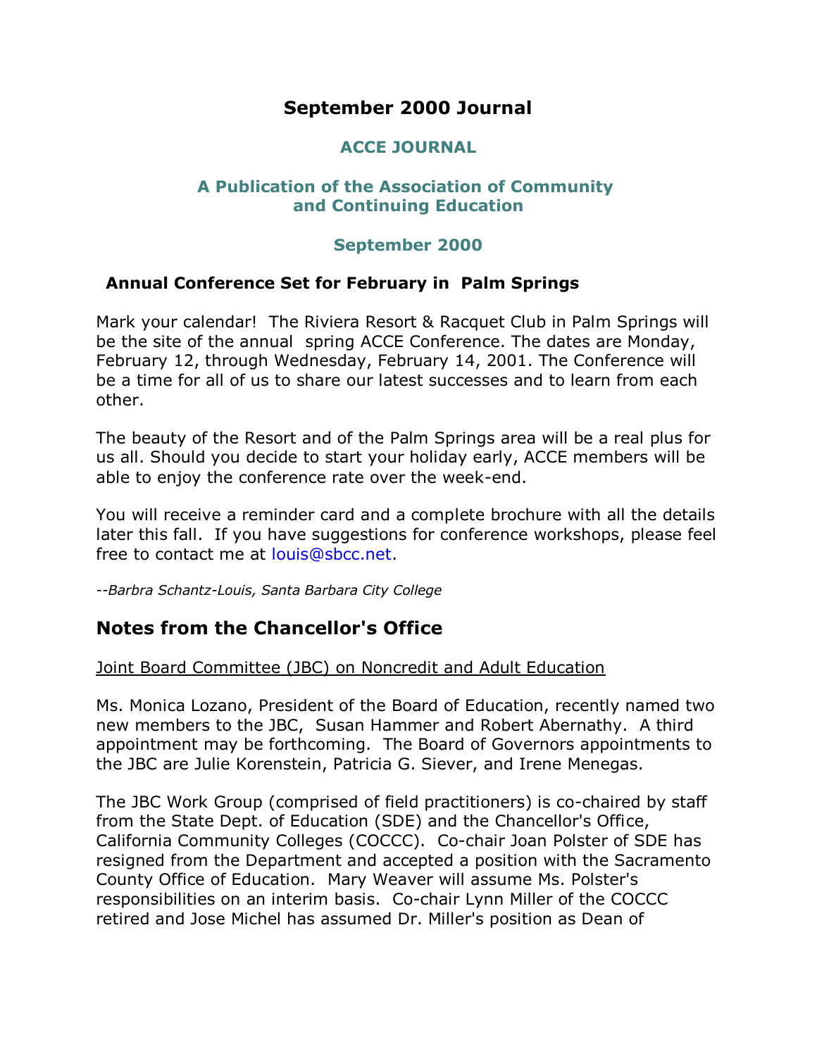# September 2000 Journal

## ACCE JOURNAL

### A Publication of the Association of Community and Continuing Education

### September 2000

### Annual Conference Set for February in Palm Springs

Mark your calendar! The Riviera Resort & Racquet Club in Palm Springs will be the site of the annual spring ACCE Conference. The dates are Monday, February 12, through Wednesday, February 14, 2001. The Conference will be a time for all of us to share our latest successes and to learn from each other.

The beauty of the Resort and of the Palm Springs area will be a real plus for us all. Should you decide to start your holiday early, ACCE members will be able to enjoy the conference rate over the week-end.

You will receive a reminder card and a complete brochure with all the details later this fall. If you have suggestions for conference workshops, please feel free to contact me at louis@sbcc.net.

*--Barbra Schantz-Louis, Santa Barbara City College*

## Notes from the Chancellor's Office

Joint Board Committee (JBC) on Noncredit and Adult Education

Ms. Monica Lozano, President of the Board of Education, recently named two new members to the JBC, Susan Hammer and Robert Abernathy. A third appointment may be forthcoming. The Board of Governors appointments to the JBC are Julie Korenstein, Patricia G. Siever, and Irene Menegas.

The JBC Work Group (comprised of field practitioners) is co-chaired by staff from the State Dept. of Education (SDE) and the Chancellor's Office, California Community Colleges (COCCC). Co-chair Joan Polster of SDE has resigned from the Department and accepted a position with the Sacramento County Office of Education. Mary Weaver will assume Ms. Polster's responsibilities on an interim basis. Co-chair Lynn Miller of the COCCC retired and Jose Michel has assumed Dr. Miller's position as Dean of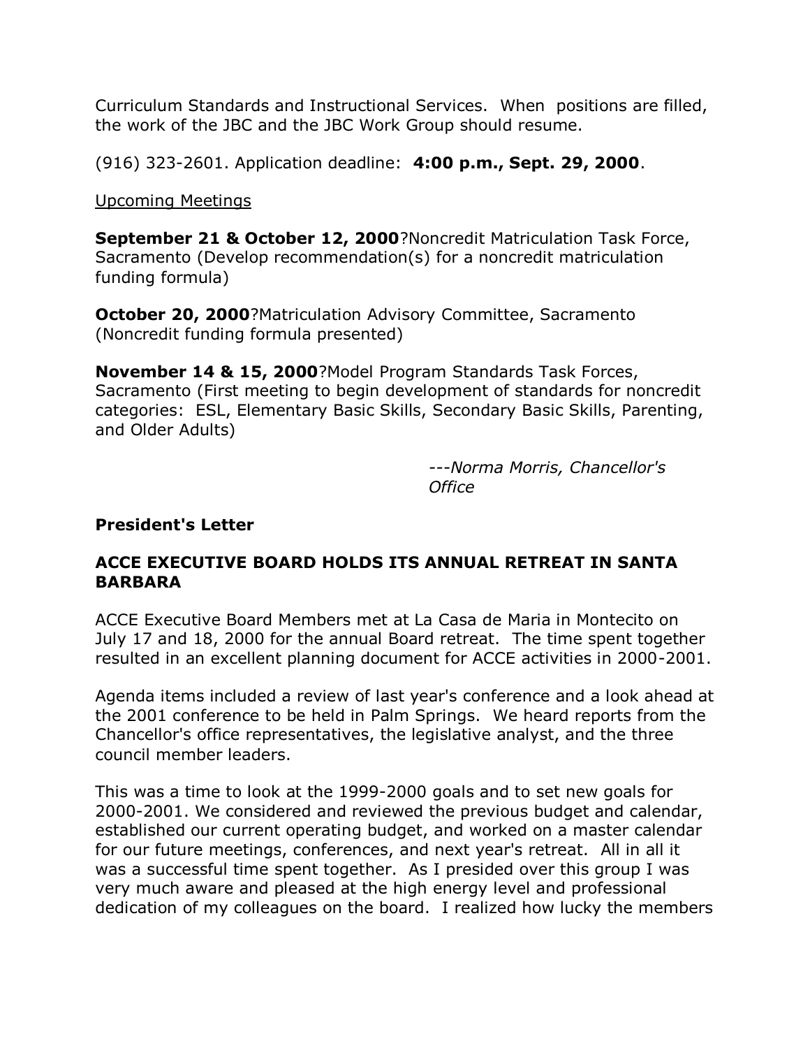Curriculum Standards and Instructional Services.  When  positions are filled, the work of the JBC and the JBC Work Group should resume.

(916) 323-2601. Application deadline:  **4:00 p.m., Sept. 29, 2000**.

Upcoming Meetings

**September 21 & October 12, 2000**?Noncredit Matriculation Task Force, Sacramento (Develop recommendation(s) for a noncredit matriculation funding formula)

**October 20, 2000**?Matriculation Advisory Committee, Sacramento (Noncredit funding formula presented)

**November 14 & 15, 2000**?Model Program Standards Task Forces, Sacramento (First meeting to begin development of standards for noncredit categories:  ESL, Elementary Basic Skills, Secondary Basic Skills, Parenting, and Older Adults)

*---Norma Morris, Chancellor's Office*

**President's Letter**

**ACCE EXECUTIVE BOARD HOLDS ITS ANNUAL RETREAT IN SANTA BARBARA**

ACCE Executive Board Members met at La Casa de Maria in Montecito on July 17 and 18, 2000 for the annual Board retreat.  The time spent together resulted in an excellent planning document for ACCE activities in 2000-2001.

Agenda items included a review of last year's conference and a look ahead at the 2001 conference to be held in Palm Springs.  We heard reports from the Chancellor's office representatives, the legislative analyst, and the three council member leaders.

This was a time to look at the 1999-2000 goals and to set new goals for 2000-2001. We considered and reviewed the previous budget and calendar, established our current operating budget, and worked on a master calendar for our future meetings, conferences, and next year's retreat.  All in all it was a successful time spent together.  As I presided over this group I was very much aware and pleased at the high energy level and professional dedication of my colleagues on the board.  I realized how lucky the members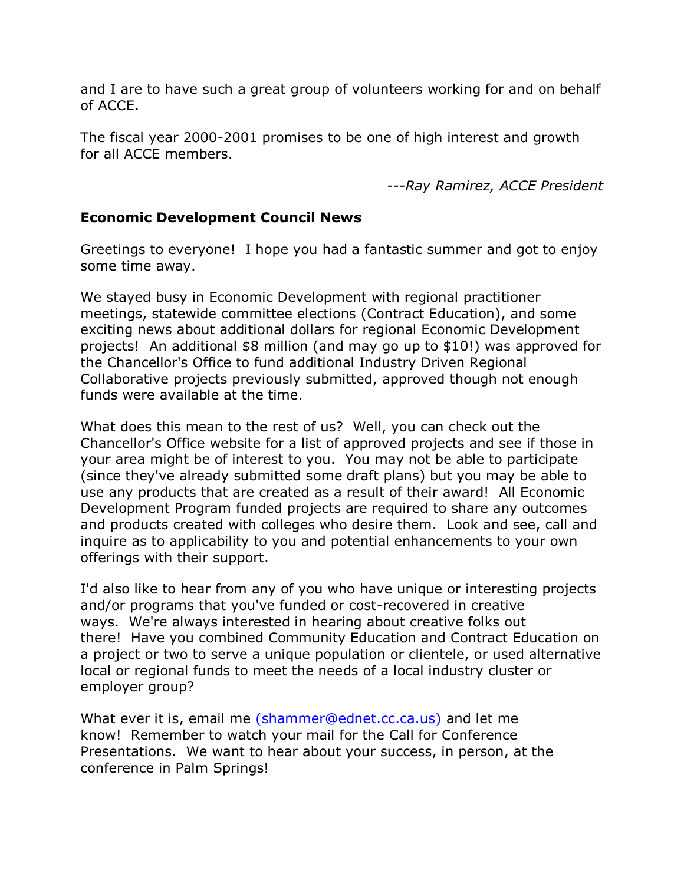and I are to have such a great group of volunteers working for and on behalf of ACCE.

The fiscal year 2000-2001 promises to be one of high interest and growth for all ACCE members.

*---Ray Ramirez, ACCE President*

**Economic Development Council News**

Greetings to everyone!  I hope you had a fantastic summer and got to enjoy some time away.

We stayed busy in Economic Development with regional practitioner meetings, statewide committee elections (Contract Education), and some exciting news about additional dollars for regional Economic Development projects!  An additional $8 million (and may go up to $10!) was approved for the Chancellor's Office to fund additional Industry Driven Regional Collaborative projects previously submitted, approved though not enough funds were available at the time.

What does this mean to the rest of us?  Well, you can check out the Chancellor's Office website for a list of approved projects and see if those in your area might be of interest to you.  You may not be able to participate (since they've already submitted some draft plans) but you may be able to use any products that are created as a result of their award!  All Economic Development Program funded projects are required to share any outcomes and products created with colleges who desire them.  Look and see, call and inquire as to applicability to you and potential enhancements to your own offerings with their support.

I'd also like to hear from any of you who have unique or interesting projects and/or programs that you've funded or cost-recovered in creative ways.  We're always interested in hearing about creative folks out there!  Have you combined Community Education and Contract Education on a project or two to serve a unique population or clientele, or used alternative local or regional funds to meet the needs of a local industry cluster or employer group?

What ever it is, email me (shammer@ednet.cc.ca.us) and let me know!  Remember to watch your mail for the Call for Conference Presentations.  We want to hear about your success, in person, at the conference in Palm Springs!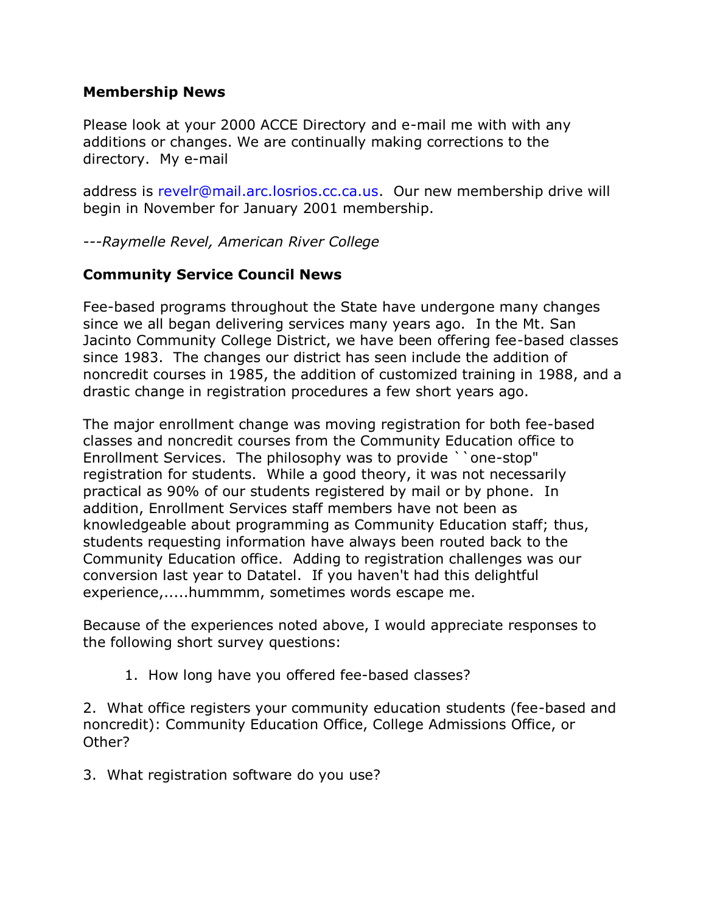**Membership News**

Please look at your 2000 ACCE Directory and e-mail me with with any additions or changes. We are continually making corrections to the directory. My e-mail

address is revelr@mail.arc.losrios.cc.ca.us. Our new membership drive will begin in November for January 2001 membership.

*---Raymelle Revel, American River College*

**Community Service Council News**

Fee-based programs throughout the State have undergone many changes since we all began delivering services many years ago. In the Mt. San Jacinto Community College District, we have been offering fee-based classes since 1983. The changes our district has seen include the addition of noncredit courses in 1985, the addition of customized training in 1988, and a drastic change in registration procedures a few short years ago.

The major enrollment change was moving registration for both fee-based classes and noncredit courses from the Community Education office to Enrollment Services. The philosophy was to provide ``one-stop" registration for students. While a good theory, it was not necessarily practical as 90% of our students registered by mail or by phone. In addition, Enrollment Services staff members have not been as knowledgeable about programming as Community Education staff; thus, students requesting information have always been routed back to the Community Education office. Adding to registration challenges was our conversion last year to Datatel. If you haven't had this delightful experience,.....hummmm, sometimes words escape me.

Because of the experiences noted above, I would appreciate responses to the following short survey questions:

1. How long have you offered fee-based classes?

2. What office registers your community education students (fee-based and noncredit): Community Education Office, College Admissions Office, or Other?

3. What registration software do you use?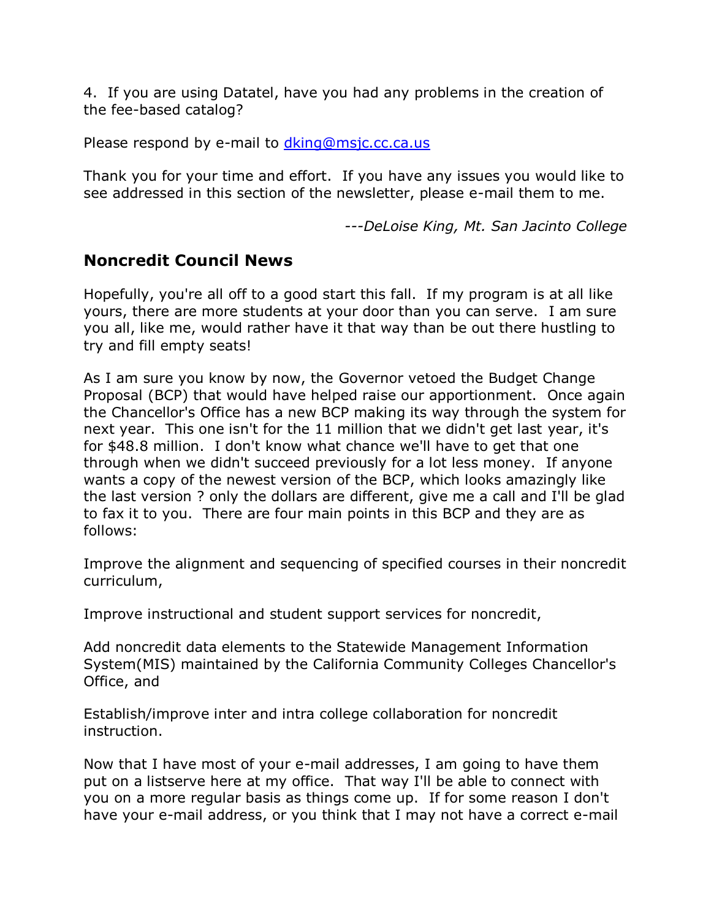4. If you are using Datatel, have you had any problems in the creation of the fee-based catalog?

Please respond by e-mail to dking@msjc.cc.ca.us

Thank you for your time and effort. If you have any issues you would like to see addressed in this section of the newsletter, please e-mail them to me.

*---DeLoise King, Mt. San Jacinto College*

## Noncredit Council News

Hopefully, you're all off to a good start this fall. If my program is at all like yours, there are more students at your door than you can serve. I am sure you all, like me, would rather have it that way than be out there hustling to try and fill empty seats!

As I am sure you know by now, the Governor vetoed the Budget Change Proposal (BCP) that would have helped raise our apportionment. Once again the Chancellor's Office has a new BCP making its way through the system for next year. This one isn't for the 11 million that we didn't get last year, it's for $48.8 million. I don't know what chance we'll have to get that one through when we didn't succeed previously for a lot less money. If anyone wants a copy of the newest version of the BCP, which looks amazingly like the last version ? only the dollars are different, give me a call and I'll be glad to fax it to you. There are four main points in this BCP and they are as follows:

Improve the alignment and sequencing of specified courses in their noncredit curriculum,

Improve instructional and student support services for noncredit,

Add noncredit data elements to the Statewide Management Information System(MIS) maintained by the California Community Colleges Chancellor's Office, and

Establish/improve inter and intra college collaboration for noncredit instruction.

Now that I have most of your e-mail addresses, I am going to have them put on a listserve here at my office. That way I'll be able to connect with you on a more regular basis as things come up. If for some reason I don't have your e-mail address, or you think that I may not have a correct e-mail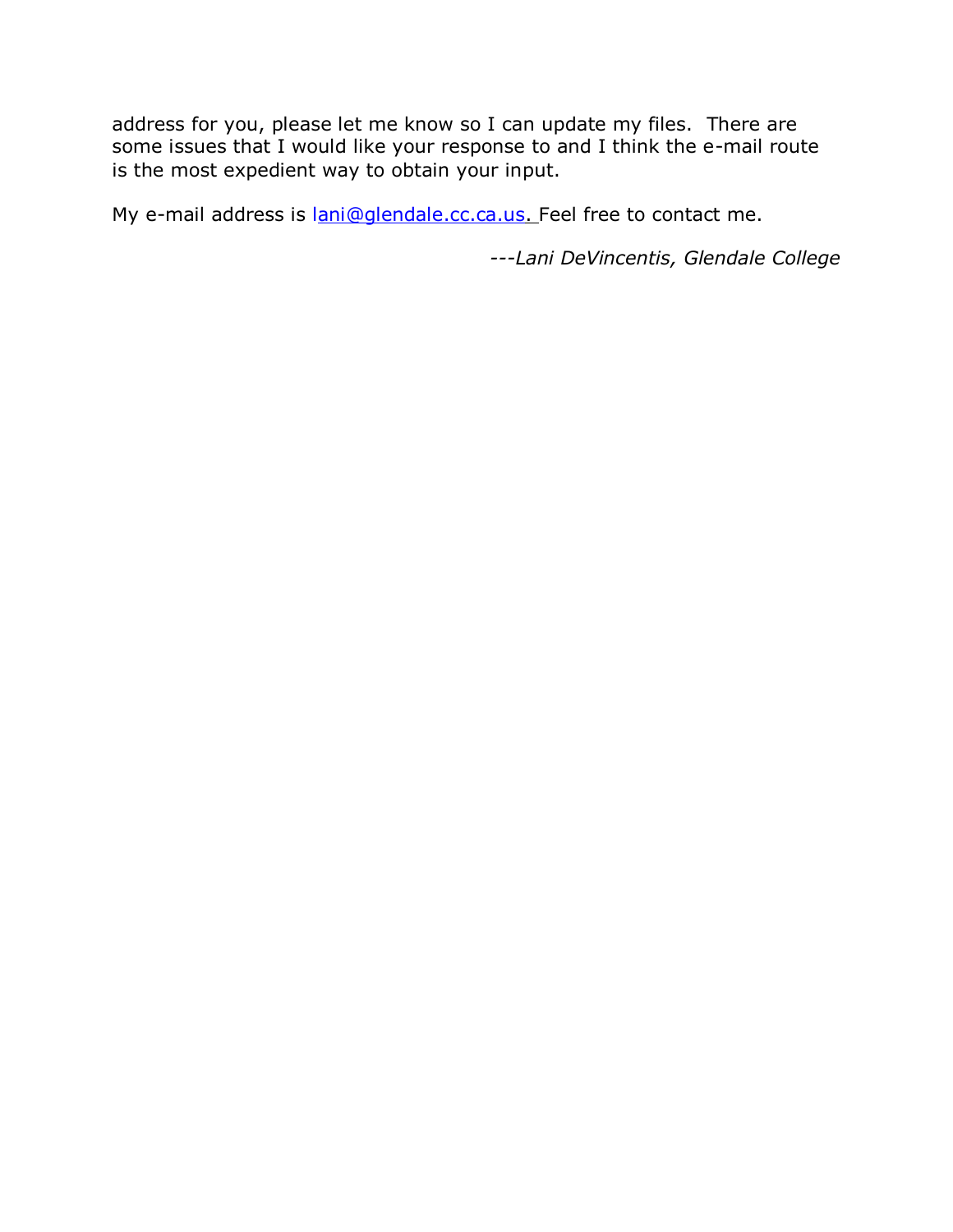address for you, please let me know so I can update my files. There are some issues that I would like your response to and I think the e-mail route is the most expedient way to obtain your input.

My e-mail address is lani@glendale.cc.ca.us. Feel free to contact me.

*---Lani DeVincentis, Glendale College*